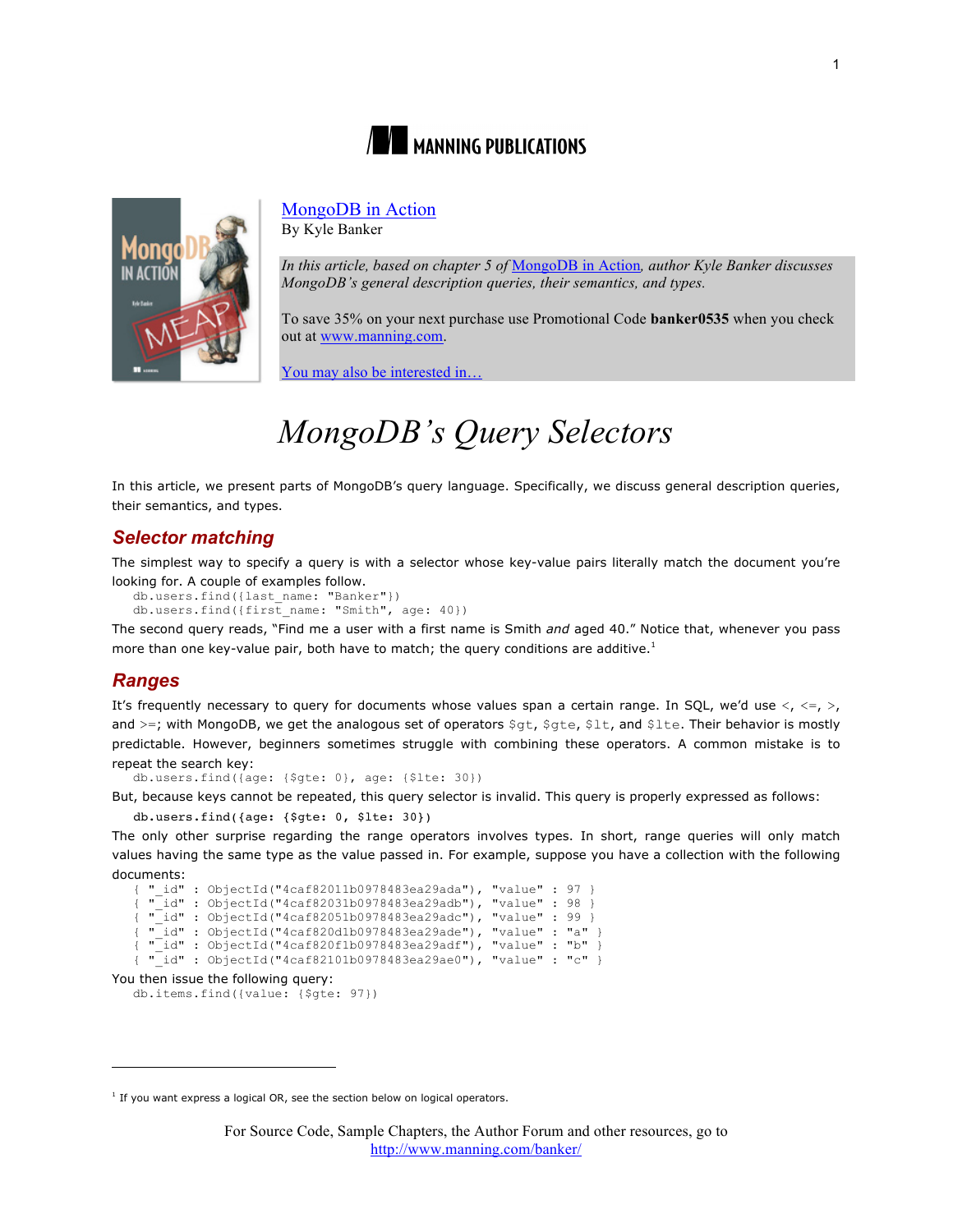MANNING PUBLICATIONS

MongoDB in Action
By Kyle Banker

*In this article, based on chapter 5 of MongoDB in Action, author Kyle Banker discusses MongoDB's general description queries, their semantics, and types.*

To save 35% on your next purchase use Promotional Code **banker0535** when you check out at www.manning.com.

You may also be interested in…

# *MongoDB's Query Selectors*

In this article, we present parts of MongoDB's query language. Specifically, we discuss general description queries, their semantics, and types.

## Selector matching

The simplest way to specify a query is with a selector whose key-value pairs literally match the document you're looking for. A couple of examples follow.

```
db.users.find({last_name: "Banker"})
db.users.find({first_name: "Smith", age: 40})
```

The second query reads, "Find me a user with a first name is Smith *and* aged 40." Notice that, whenever you pass more than one key-value pair, both have to match; the query conditions are additive.[1]

## Ranges

It's frequently necessary to query for documents whose values span a certain range. In SQL, we'd use <, <=, >, and >=; with MongoDB, we get the analogous set of operators `$gt`, `$gte`, `$lt`, and `$lte`. Their behavior is mostly predictable. However, beginners sometimes struggle with combining these operators. A common mistake is to repeat the search key:

```
db.users.find({age: {$gte: 0}, age: {$lte: 30})
```

But, because keys cannot be repeated, this query selector is invalid. This query is properly expressed as follows:

```
db.users.find({age: {$gte: 0, $lte: 30})
```

The only other surprise regarding the range operators involves types. In short, range queries will only match values having the same type as the value passed in. For example, suppose you have a collection with the following documents:

```
{ "_id" : ObjectId("4caf82011b0978483ea29ada"), "value" : 97 }
{ "_id" : ObjectId("4caf82031b0978483ea29adb"), "value" : 98 }
{ "_id" : ObjectId("4caf82051b0978483ea29adc"), "value" : 99 }
{ "_id" : ObjectId("4caf820d1b0978483ea29ade"), "value" : "a" }
{ "_id" : ObjectId("4caf820f1b0978483ea29adf"), "value" : "b" }
{ "_id" : ObjectId("4caf82101b0978483ea29ae0"), "value" : "c" }
```

You then issue the following query:

```
db.items.find({value: {$gte: 97})
```

[1] If you want express a logical OR, see the section below on logical operators.

For Source Code, Sample Chapters, the Author Forum and other resources, go to http://www.manning.com/banker/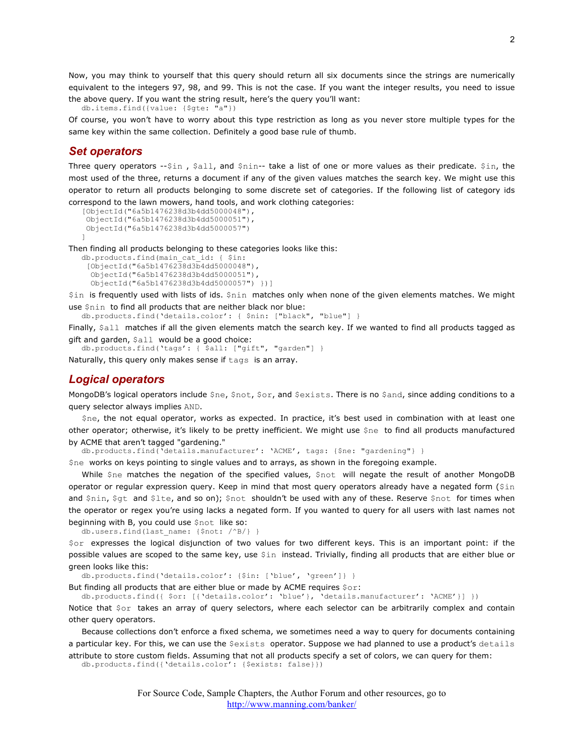Now, you may think to yourself that this query should return all six documents since the strings are numerically equivalent to the integers 97, 98, and 99. This is not the case. If you want the integer results, you need to issue the above query. If you want the string result, here's the query you'll want:

```
db.items.find({value: {$gte: "a"})
```

Of course, you won't have to worry about this type restriction as long as you never store multiple types for the same key within the same collection. Definitely a good base rule of thumb.

## *Set operators*

Three query operators --`$in` , `$all`, and `$nin`-- take a list of one or more values as their predicate. `$in`, the most used of the three, returns a document if any of the given values matches the search key. We might use this operator to return all products belonging to some discrete set of categories. If the following list of category ids correspond to the lawn mowers, hand tools, and work clothing categories:

```
[ObjectId("6a5b1476238d3b4dd5000048"),
 ObjectId("6a5b1476238d3b4dd5000051"),
 ObjectId("6a5b1476238d3b4dd5000057")
]
```

Then finding all products belonging to these categories looks like this:

```
db.products.find(main_cat_id: { $in:
 [ObjectId("6a5b1476238d3b4dd5000048"),
  ObjectId("6a5b1476238d3b4dd5000051"),
  ObjectId("6a5b1476238d3b4dd5000057") })]
```

`$in` is frequently used with lists of ids. `$nin` matches only when none of the given elements matches. We might use `$nin` to find all products that are neither black nor blue:

```
db.products.find('details.color': { $nin: ["black", "blue"] }
```

Finally, `$all` matches if all the given elements match the search key. If we wanted to find all products tagged as gift and garden, `$all` would be a good choice:

```
db.products.find('tags': { $all: ["gift", "garden"] }
```

Naturally, this query only makes sense if `tags` is an array.

## *Logical operators*

MongoDB's logical operators include `$ne`, `$not`, `$or`, and `$exists`. There is no `$and`, since adding conditions to a query selector always implies `AND`.

`$ne`, the not equal operator, works as expected. In practice, it's best used in combination with at least one other operator; otherwise, it's likely to be pretty inefficient. We might use `$ne` to find all products manufactured by ACME that aren't tagged "gardening."

```
db.products.find('details.manufacturer': 'ACME', tags: {$ne: "gardening"} }
```

`$ne` works on keys pointing to single values and to arrays, as shown in the foregoing example.

While `$ne` matches the negation of the specified values, `$not` will negate the result of another MongoDB operator or regular expression query. Keep in mind that most query operators already have a negated form (`$in` and `$nin`, `$gt` and `$lte`, and so on); `$not` shouldn't be used with any of these. Reserve `$not` for times when the operator or regex you're using lacks a negated form. If you wanted to query for all users with last names not beginning with B, you could use `$not` like so:

```
db.users.find(last_name: {$not: /^B/} }
```

`$or` expresses the logical disjunction of two values for two different keys. This is an important point: if the possible values are scoped to the same key, use `$in` instead. Trivially, finding all products that are either blue or green looks like this:

```
db.products.find('details.color': {$in: ['blue', 'green']} }
```

But finding all products that are either blue or made by ACME requires `$or`:

```
db.products.find({ $or: [{'details.color': 'blue'}, 'details.manufacturer': 'ACME'}] })
```

Notice that `$or` takes an array of query selectors, where each selector can be arbitrarily complex and contain other query operators.

Because collections don't enforce a fixed schema, we sometimes need a way to query for documents containing a particular key. For this, we can use the `$exists` operator. Suppose we had planned to use a product's `details` attribute to store custom fields. Assuming that not all products specify a set of colors, we can query for them:

```
db.products.find({'details.color': {$exists: false}})
```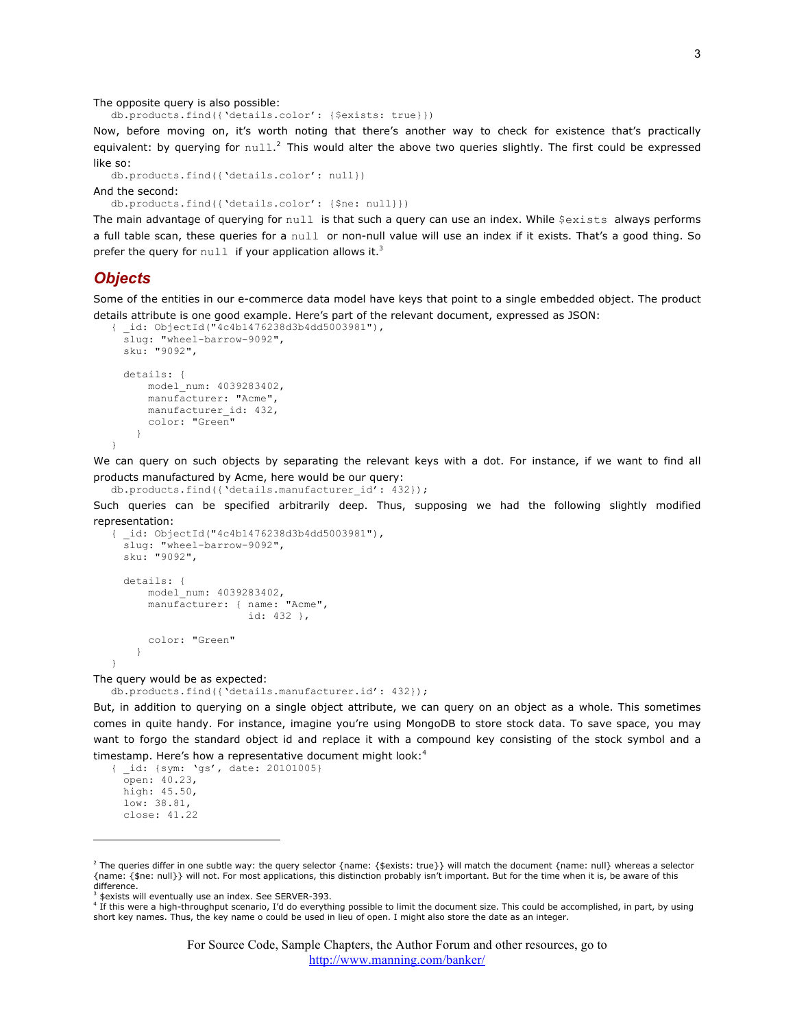The opposite query is also possible:

```
db.products.find({'details.color': {$exists: true}})
```

Now, before moving on, it's worth noting that there's another way to check for existence that's practically equivalent: by querying for `null`.[2] This would alter the above two queries slightly. The first could be expressed like so:

```
db.products.find({'details.color': null})
```

And the second:

```
db.products.find({'details.color': {$ne: null}})
```

The main advantage of querying for `null` is that such a query can use an index. While `$exists` always performs a full table scan, these queries for a `null` or non-null value will use an index if it exists. That's a good thing. So prefer the query for `null` if your application allows it.[3]

## Objects

Some of the entities in our e-commerce data model have keys that point to a single embedded object. The product details attribute is one good example. Here's part of the relevant document, expressed as JSON:

```
{ _id: ObjectId("4c4b1476238d3b4dd5003981"),
  slug: "wheel-barrow-9092",
  sku: "9092",

  details: {
      model_num: 4039283402,
      manufacturer: "Acme",
      manufacturer_id: 432,
      color: "Green"
    }
}
```

We can query on such objects by separating the relevant keys with a dot. For instance, if we want to find all products manufactured by Acme, here would be our query:

```
db.products.find({'details.manufacturer_id': 432});
```

Such queries can be specified arbitrarily deep. Thus, supposing we had the following slightly modified representation:

```
{ _id: ObjectId("4c4b1476238d3b4dd5003981"),
  slug: "wheel-barrow-9092",
  sku: "9092",

  details: {
      model_num: 4039283402,
      manufacturer: { name: "Acme",
                      id: 432 },

      color: "Green"
    }
}
```

The query would be as expected:

```
db.products.find({'details.manufacturer.id': 432});
```

But, in addition to querying on a single object attribute, we can query on an object as a whole. This sometimes comes in quite handy. For instance, imagine you're using MongoDB to store stock data. To save space, you may want to forgo the standard object id and replace it with a compound key consisting of the stock symbol and a timestamp. Here's how a representative document might look:[4]

```
{ _id: {sym: 'gs', date: 20101005}
  open: 40.23,
  high: 45.50,
  low: 38.81,
  close: 41.22
```

---

[2] The queries differ in one subtle way: the query selector {name: {$exists: true}} will match the document {name: null} whereas a selector {name: {$ne: null}} will not. For most applications, this distinction probably isn't important. But for the time when it is, be aware of this difference.

[3] $exists will eventually use an index. See SERVER-393.

[4] If this were a high-throughput scenario, I'd do everything possible to limit the document size. This could be accomplished, in part, by using short key names. Thus, the key name o could be used in lieu of open. I might also store the date as an integer.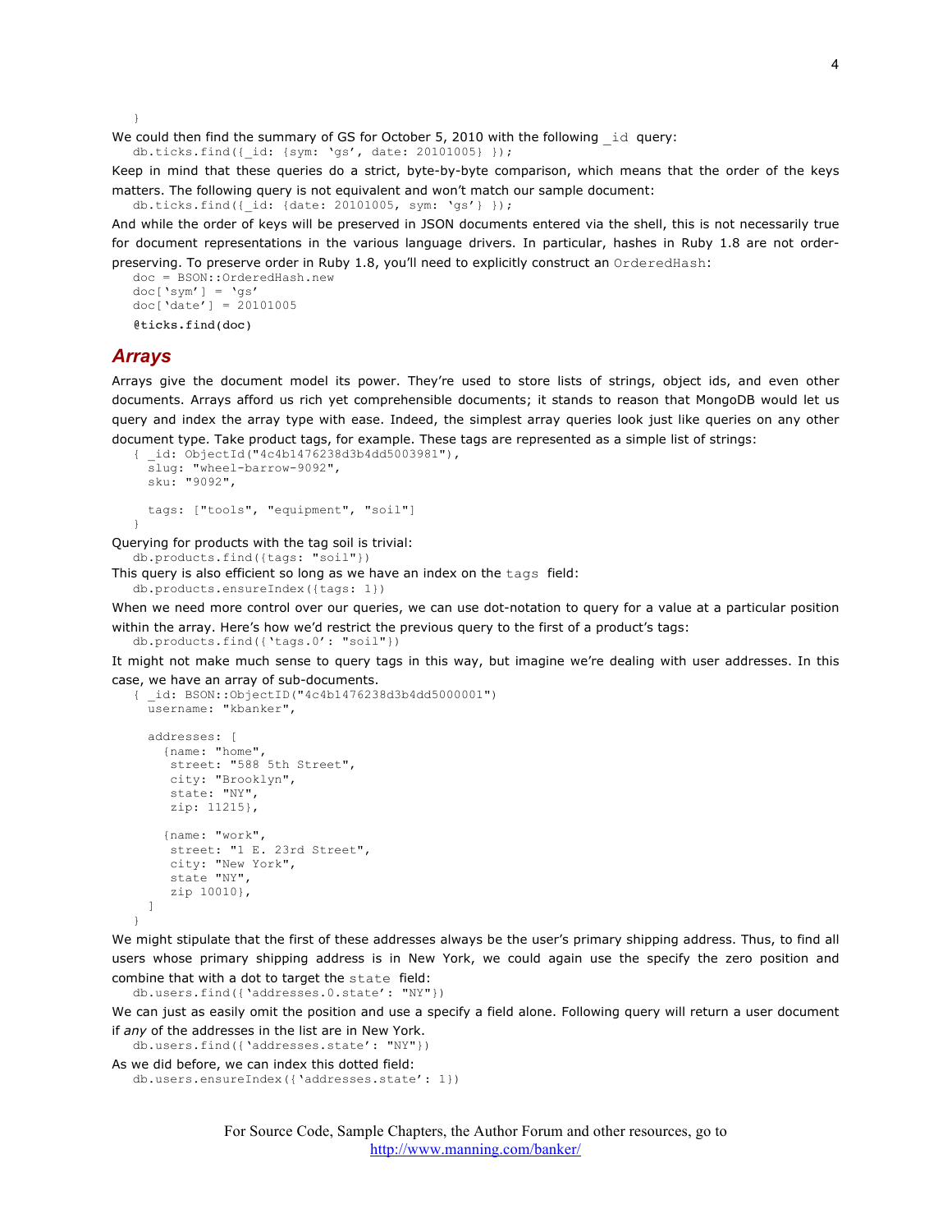```
}
```

We could then find the summary of GS for October 5, 2010 with the following `_id` query:

```
db.ticks.find({_id: {sym: 'gs', date: 20101005} });
```

Keep in mind that these queries do a strict, byte-by-byte comparison, which means that the order of the keys matters. The following query is not equivalent and won't match our sample document:

```
db.ticks.find({_id: {date: 20101005, sym: 'gs'} });
```

And while the order of keys will be preserved in JSON documents entered via the shell, this is not necessarily true for document representations in the various language drivers. In particular, hashes in Ruby 1.8 are not order-preserving. To preserve order in Ruby 1.8, you'll need to explicitly construct an `OrderedHash`:

```
doc = BSON::OrderedHash.new
doc['sym'] = 'gs'
doc['date'] = 20101005
@ticks.find(doc)
```

## Arrays

Arrays give the document model its power. They're used to store lists of strings, object ids, and even other documents. Arrays afford us rich yet comprehensible documents; it stands to reason that MongoDB would let us query and index the array type with ease. Indeed, the simplest array queries look just like queries on any other document type. Take product tags, for example. These tags are represented as a simple list of strings:

```
{ _id: ObjectId("4c4b1476238d3b4dd5003981"),
  slug: "wheel-barrow-9092",
  sku: "9092",

  tags: ["tools", "equipment", "soil"]
}
```

Querying for products with the tag soil is trivial:

```
db.products.find({tags: "soil"})
```

This query is also efficient so long as we have an index on the `tags` field:

```
db.products.ensureIndex({tags: 1})
```

When we need more control over our queries, we can use dot-notation to query for a value at a particular position within the array. Here's how we'd restrict the previous query to the first of a product's tags:

```
db.products.find({'tags.0': "soil"})
```

It might not make much sense to query tags in this way, but imagine we're dealing with user addresses. In this case, we have an array of sub-documents.

```
{ _id: BSON::ObjectID("4c4b1476238d3b4dd5000001")
  username: "kbanker",

  addresses: [
    {name: "home",
     street: "588 5th Street",
     city: "Brooklyn",
     state: "NY",
     zip: 11215},

    {name: "work",
     street: "1 E. 23rd Street",
     city: "New York",
     state "NY",
     zip 10010},
  ]
}
```

We might stipulate that the first of these addresses always be the user's primary shipping address. Thus, to find all users whose primary shipping address is in New York, we could again use the specify the zero position and combine that with a dot to target the `state` field:

```
db.users.find({'addresses.0.state': "NY"})
```

We can just as easily omit the position and use a specify a field alone. Following query will return a user document if *any* of the addresses in the list are in New York.

```
db.users.find({'addresses.state': "NY"})
```

As we did before, we can index this dotted field:

```
db.users.ensureIndex({'addresses.state': 1})
```

For Source Code, Sample Chapters, the Author Forum and other resources, go to
http://www.manning.com/banker/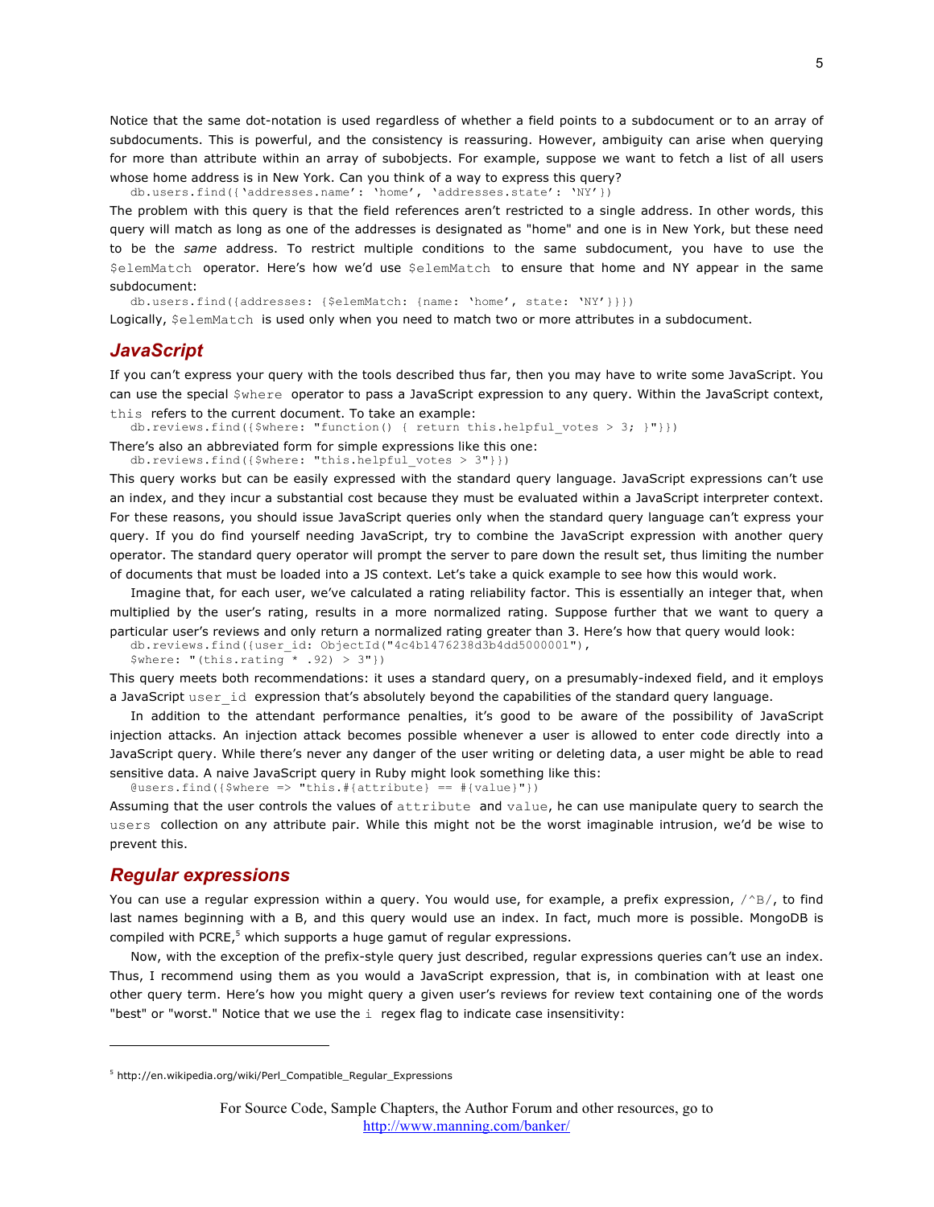Notice that the same dot-notation is used regardless of whether a field points to a subdocument or to an array of subdocuments. This is powerful, and the consistency is reassuring. However, ambiguity can arise when querying for more than attribute within an array of subobjects. For example, suppose we want to fetch a list of all users whose home address is in New York. Can you think of a way to express this query?

```
db.users.find({'addresses.name': 'home', 'addresses.state': 'NY'})
```

The problem with this query is that the field references aren't restricted to a single address. In other words, this query will match as long as one of the addresses is designated as "home" and one is in New York, but these need to be the *same* address. To restrict multiple conditions to the same subdocument, you have to use the `$elemMatch` operator. Here's how we'd use `$elemMatch` to ensure that home and NY appear in the same subdocument:

```
db.users.find({addresses: {$elemMatch: {name: 'home', state: 'NY'}}})
```

Logically, `$elemMatch` is used only when you need to match two or more attributes in a subdocument.

## JavaScript

If you can't express your query with the tools described thus far, then you may have to write some JavaScript. You can use the special `$where` operator to pass a JavaScript expression to any query. Within the JavaScript context, `this` refers to the current document. To take an example:

```
db.reviews.find({$where: "function() { return this.helpful_votes > 3; }"}})
```

There's also an abbreviated form for simple expressions like this one:

```
db.reviews.find({$where: "this.helpful_votes > 3"}})
```

This query works but can be easily expressed with the standard query language. JavaScript expressions can't use an index, and they incur a substantial cost because they must be evaluated within a JavaScript interpreter context. For these reasons, you should issue JavaScript queries only when the standard query language can't express your query. If you do find yourself needing JavaScript, try to combine the JavaScript expression with another query operator. The standard query operator will prompt the server to pare down the result set, thus limiting the number of documents that must be loaded into a JS context. Let's take a quick example to see how this would work.

Imagine that, for each user, we've calculated a rating reliability factor. This is essentially an integer that, when multiplied by the user's rating, results in a more normalized rating. Suppose further that we want to query a particular user's reviews and only return a normalized rating greater than 3. Here's how that query would look:

```
db.reviews.find({user_id: ObjectId("4c4b1476238d3b4dd5000001"),
$where: "(this.rating * .92) > 3"})
```

This query meets both recommendations: it uses a standard query, on a presumably-indexed field, and it employs a JavaScript `user_id` expression that's absolutely beyond the capabilities of the standard query language.

In addition to the attendant performance penalties, it's good to be aware of the possibility of JavaScript injection attacks. An injection attack becomes possible whenever a user is allowed to enter code directly into a JavaScript query. While there's never any danger of the user writing or deleting data, a user might be able to read sensitive data. A naive JavaScript query in Ruby might look something like this:

```
@users.find({$where => "this.#{attribute} == #{value}"})
```

Assuming that the user controls the values of `attribute` and `value`, he can use manipulate query to search the `users` collection on any attribute pair. While this might not be the worst imaginable intrusion, we'd be wise to prevent this.

## Regular expressions

You can use a regular expression within a query. You would use, for example, a prefix expression, `/^B/`, to find last names beginning with a B, and this query would use an index. In fact, much more is possible. MongoDB is compiled with PCRE,[5] which supports a huge gamut of regular expressions.

Now, with the exception of the prefix-style query just described, regular expressions queries can't use an index. Thus, I recommend using them as you would a JavaScript expression, that is, in combination with at least one other query term. Here's how you might query a given user's reviews for review text containing one of the words "best" or "worst." Notice that we use the `i` regex flag to indicate case insensitivity:

---

[5] http://en.wikipedia.org/wiki/Perl_Compatible_Regular_Expressions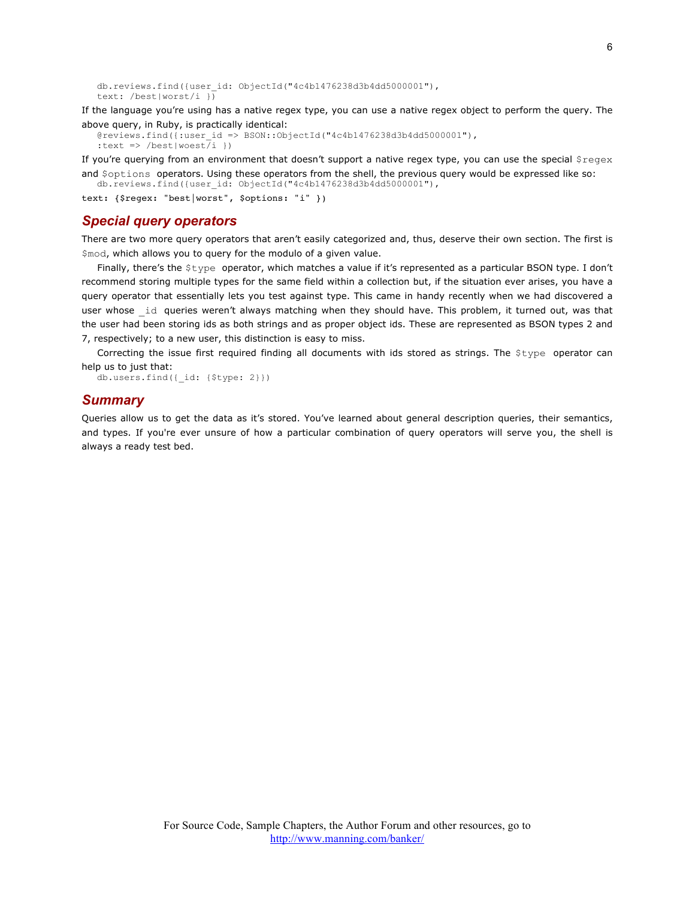```
db.reviews.find({user_id: ObjectId("4c4b1476238d3b4dd5000001"),
text: /best|worst/i })
```

If the language you're using has a native regex type, you can use a native regex object to perform the query. The above query, in Ruby, is practically identical:

```
@reviews.find({:user_id => BSON::ObjectId("4c4b1476238d3b4dd5000001"),
:text => /best|woest/i })
```

If you're querying from an environment that doesn't support a native regex type, you can use the special `$regex` and `$options` operators. Using these operators from the shell, the previous query would be expressed like so:

```
db.reviews.find({user_id: ObjectId("4c4b1476238d3b4dd5000001"),
text: {$regex: "best|worst", $options: "i" })
```

## *Special query operators*

There are two more query operators that aren't easily categorized and, thus, deserve their own section. The first is `$mod`, which allows you to query for the modulo of a given value.

Finally, there's the `$type` operator, which matches a value if it's represented as a particular BSON type. I don't recommend storing multiple types for the same field within a collection but, if the situation ever arises, you have a query operator that essentially lets you test against type. This came in handy recently when we had discovered a user whose `_id` queries weren't always matching when they should have. This problem, it turned out, was that the user had been storing ids as both strings and as proper object ids. These are represented as BSON types 2 and 7, respectively; to a new user, this distinction is easy to miss.

Correcting the issue first required finding all documents with ids stored as strings. The `$type` operator can help us to just that:

```
db.users.find({_id: {$type: 2}})
```

## *Summary*

Queries allow us to get the data as it's stored. You've learned about general description queries, their semantics, and types. If you're ever unsure of how a particular combination of query operators will serve you, the shell is always a ready test bed.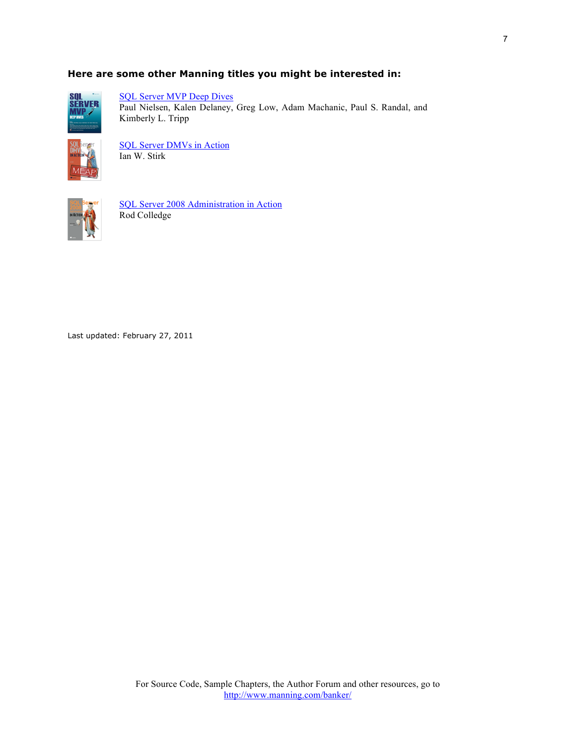**Here are some other Manning titles you might be interested in:**

[SQL Server MVP Deep Dives](http://www.manning.com/nielsen/)
Paul Nielsen, Kalen Delaney, Greg Low, Adam Machanic, Paul S. Randal, and Kimberly L. Tripp

[SQL Server DMVs in Action](http://www.manning.com/stirk/)
Ian W. Stirk

[SQL Server 2008 Administration in Action](http://www.manning.com/colledge/)
Rod Colledge

Last updated: February 27, 2011

For Source Code, Sample Chapters, the Author Forum and other resources, go to
http://www.manning.com/banker/